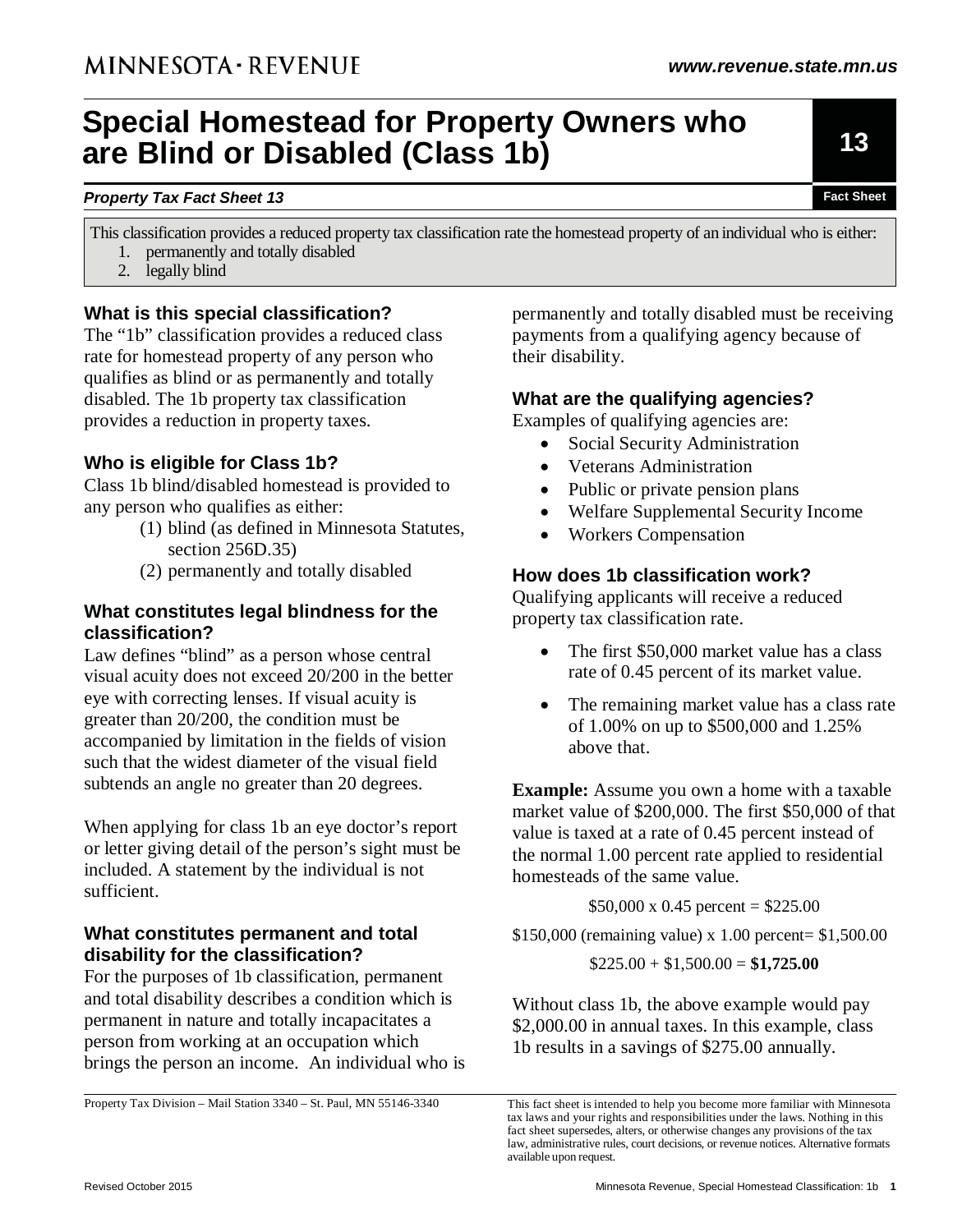MINNESOTA · REVENUE

www.revenue.state.mn.us

# Special Homestead for Property Owners who are Blind or Disabled (Class 1b)

13

***Property Tax Fact Sheet 13***

Fact Sheet

This classification provides a reduced property tax classification rate the homestead property of an individual who is either:

1. permanently and totally disabled
2. legally blind

### What is this special classification?

The "1b" classification provides a reduced class rate for homestead property of any person who qualifies as blind or as permanently and totally disabled. The 1b property tax classification provides a reduction in property taxes.

### Who is eligible for Class 1b?

Class 1b blind/disabled homestead is provided to any person who qualifies as either:

(1) blind (as defined in Minnesota Statutes, section 256D.35)
(2) permanently and totally disabled

### What constitutes legal blindness for the classification?

Law defines "blind" as a person whose central visual acuity does not exceed 20/200 in the better eye with correcting lenses. If visual acuity is greater than 20/200, the condition must be accompanied by limitation in the fields of vision such that the widest diameter of the visual field subtends an angle no greater than 20 degrees.

When applying for class 1b an eye doctor's report or letter giving detail of the person's sight must be included. A statement by the individual is not sufficient.

### What constitutes permanent and total disability for the classification?

For the purposes of 1b classification, permanent and total disability describes a condition which is permanent in nature and totally incapacitates a person from working at an occupation which brings the person an income. An individual who is permanently and totally disabled must be receiving payments from a qualifying agency because of their disability.

### What are the qualifying agencies?

Examples of qualifying agencies are:

- Social Security Administration
- Veterans Administration
- Public or private pension plans
- Welfare Supplemental Security Income
- Workers Compensation

### How does 1b classification work?

Qualifying applicants will receive a reduced property tax classification rate.

- The first $50,000 market value has a class rate of 0.45 percent of its market value.
- The remaining market value has a class rate of 1.00% on up to $500,000 and 1.25% above that.

**Example:** Assume you own a home with a taxable market value of $200,000. The first $50,000 of that value is taxed at a rate of 0.45 percent instead of the normal 1.00 percent rate applied to residential homesteads of the same value.

$50,000 x 0.45 percent = $225.00

$150,000 (remaining value) x 1.00 percent= $1,500.00

$225.00 + $1,500.00 = **$1,725.00**

Without class 1b, the above example would pay $2,000.00 in annual taxes. In this example, class 1b results in a savings of $275.00 annually.

Property Tax Division – Mail Station 3340 – St. Paul, MN 55146-3340

This fact sheet is intended to help you become more familiar with Minnesota tax laws and your rights and responsibilities under the laws. Nothing in this fact sheet supersedes, alters, or otherwise changes any provisions of the tax law, administrative rules, court decisions, or revenue notices. Alternative formats available upon request.

Revised October 2015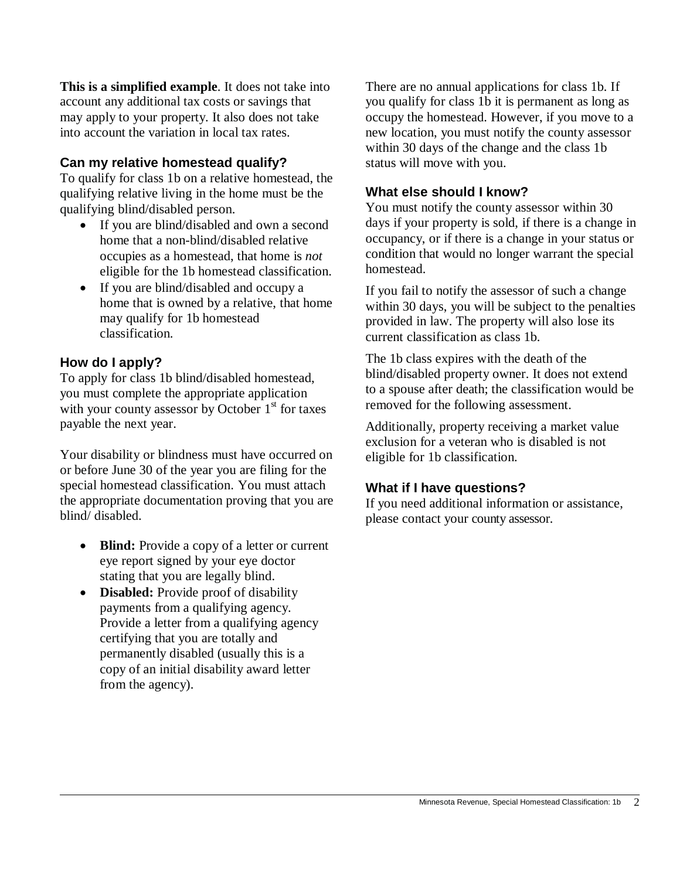**This is a simplified example**. It does not take into account any additional tax costs or savings that may apply to your property. It also does not take into account the variation in local tax rates.

### Can my relative homestead qualify?

To qualify for class 1b on a relative homestead, the qualifying relative living in the home must be the qualifying blind/disabled person.

- If you are blind/disabled and own a second home that a non-blind/disabled relative occupies as a homestead, that home is *not* eligible for the 1b homestead classification.
- If you are blind/disabled and occupy a home that is owned by a relative, that home may qualify for 1b homestead classification.

### How do I apply?

To apply for class 1b blind/disabled homestead, you must complete the appropriate application with your county assessor by October 1st for taxes payable the next year.

Your disability or blindness must have occurred on or before June 30 of the year you are filing for the special homestead classification. You must attach the appropriate documentation proving that you are blind/ disabled.

- **Blind:** Provide a copy of a letter or current eye report signed by your eye doctor stating that you are legally blind.
- **Disabled:** Provide proof of disability payments from a qualifying agency. Provide a letter from a qualifying agency certifying that you are totally and permanently disabled (usually this is a copy of an initial disability award letter from the agency).

There are no annual applications for class 1b. If you qualify for class 1b it is permanent as long as occupy the homestead. However, if you move to a new location, you must notify the county assessor within 30 days of the change and the class 1b status will move with you.

### What else should I know?

You must notify the county assessor within 30 days if your property is sold, if there is a change in occupancy, or if there is a change in your status or condition that would no longer warrant the special homestead.

If you fail to notify the assessor of such a change within 30 days, you will be subject to the penalties provided in law. The property will also lose its current classification as class 1b.

The 1b class expires with the death of the blind/disabled property owner. It does not extend to a spouse after death; the classification would be removed for the following assessment.

Additionally, property receiving a market value exclusion for a veteran who is disabled is not eligible for 1b classification.

### What if I have questions?

If you need additional information or assistance, please contact your county assessor.